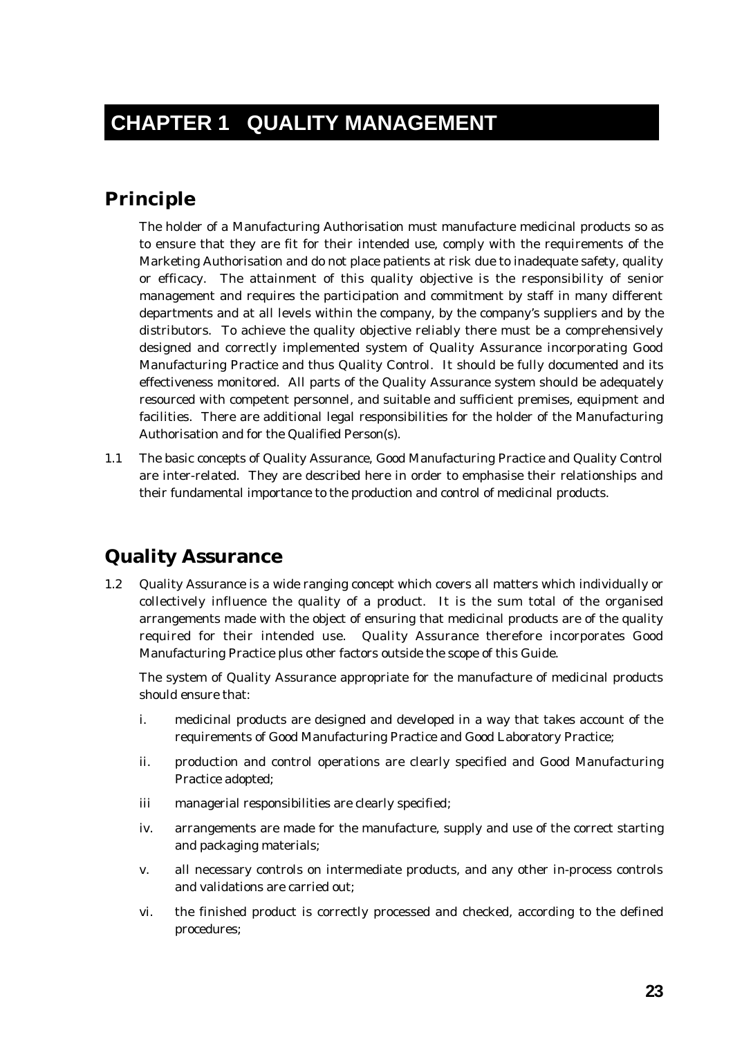# CHAPTER 1 QUALITY MANAGEMENT

## Principle

The holder of a Manufacturing Authorisation must manufacture medicinal products so as to ensure that they are fit for their intended use, comply with the requirements of the Marketing Authorisation and do not place patients at risk due to inadequate safety, quality or efficacy. The attainment of this quality objective is the responsibility of senior management and requires the participation and commitment by staff in many different departments and at all levels within the company, by the company's suppliers and by the distributors. To achieve the quality objective reliably there must be a comprehensively designed and correctly implemented system of Quality Assurance incorporating Good Manufacturing Practice and thus Quality Control. It should be fully documented and its effectiveness monitored. All parts of the Quality Assurance system should be adequately resourced with competent personnel, and suitable and sufficient premises, equipment and facilities. There are additional legal responsibilities for the holder of the Manufacturing Authorisation and for the Qualified Person(s).

1.1 The basic concepts of Quality Assurance, Good Manufacturing Practice and Quality Control are inter-related. They are described here in order to emphasise their relationships and their fundamental importance to the production and control of medicinal products.

## Quality Assurance

1.2 Quality Assurance is a wide ranging concept which covers all matters which individually or collectively influence the quality of a product. It is the sum total of the organised arrangements made with the object of ensuring that medicinal products are of the quality required for their intended use. Quality Assurance therefore incorporates Good Manufacturing Practice plus other factors outside the scope of this Guide.

The system of Quality Assurance appropriate for the manufacture of medicinal products should ensure that:

i. medicinal products are designed and developed in a way that takes account of the requirements of Good Manufacturing Practice and Good Laboratory Practice;

ii. production and control operations are clearly specified and Good Manufacturing Practice adopted;

iii managerial responsibilities are clearly specified;

iv. arrangements are made for the manufacture, supply and use of the correct starting and packaging materials;

v. all necessary controls on intermediate products, and any other in-process controls and validations are carried out;

vi. the finished product is correctly processed and checked, according to the defined procedures;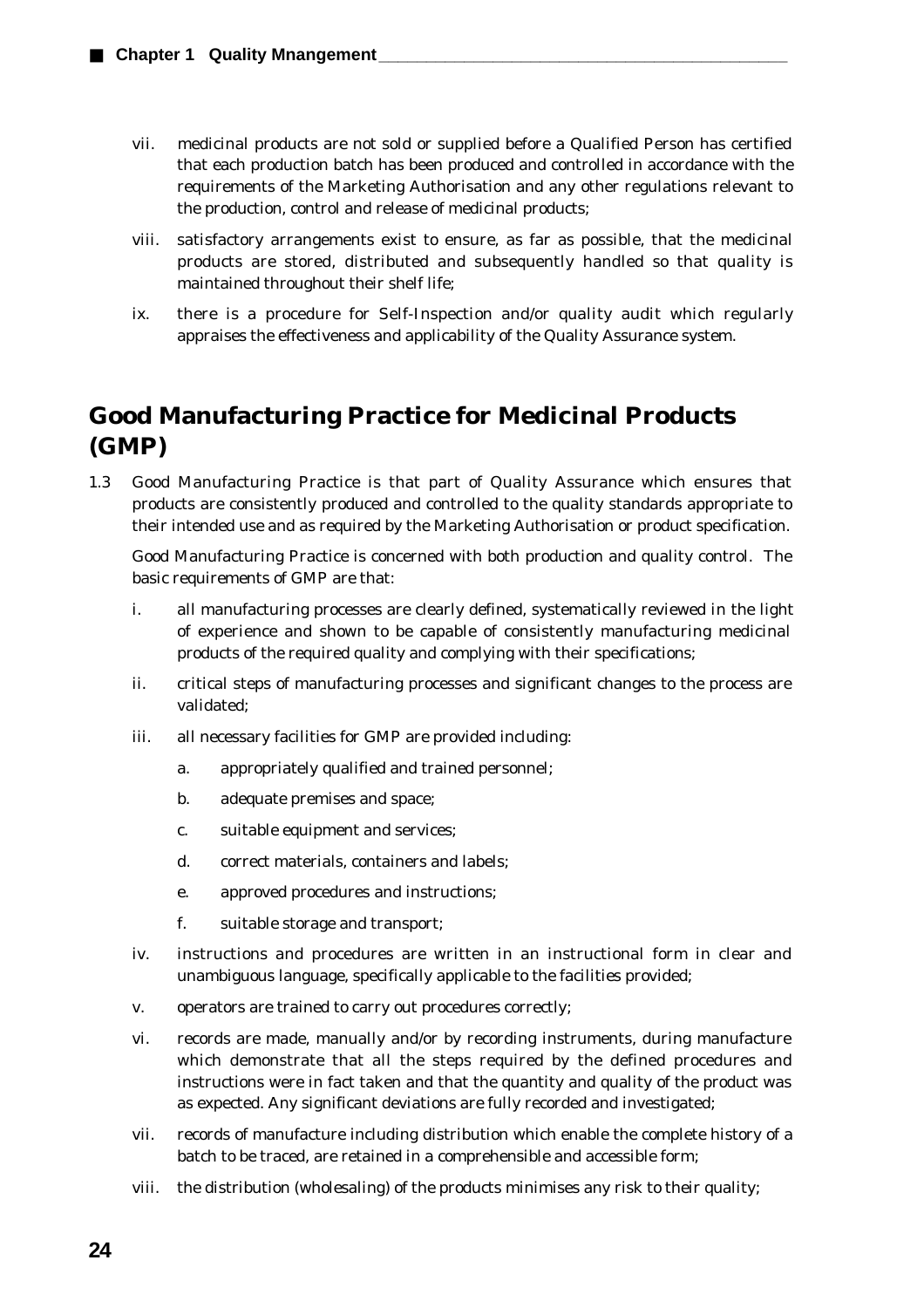vii. medicinal products are not sold or supplied before a Qualified Person has certified that each production batch has been produced and controlled in accordance with the requirements of the Marketing Authorisation and any other regulations relevant to the production, control and release of medicinal products;

viii. satisfactory arrangements exist to ensure, as far as possible, that the medicinal products are stored, distributed and subsequently handled so that quality is maintained throughout their shelf life;

ix. there is a procedure for Self-Inspection and/or quality audit which regularly appraises the effectiveness and applicability of the Quality Assurance system.

## Good Manufacturing Practice for Medicinal Products (GMP)

1.3 Good Manufacturing Practice is that part of Quality Assurance which ensures that products are consistently produced and controlled to the quality standards appropriate to their intended use and as required by the Marketing Authorisation or product specification.

Good Manufacturing Practice is concerned with both production and quality control. The basic requirements of GMP are that:

i. all manufacturing processes are clearly defined, systematically reviewed in the light of experience and shown to be capable of consistently manufacturing medicinal products of the required quality and complying with their specifications;

ii. critical steps of manufacturing processes and significant changes to the process are validated;

iii. all necessary facilities for GMP are provided including:

   a. appropriately qualified and trained personnel;

   b. adequate premises and space;

   c. suitable equipment and services;

   d. correct materials, containers and labels;

   e. approved procedures and instructions;

   f. suitable storage and transport;

iv. instructions and procedures are written in an instructional form in clear and unambiguous language, specifically applicable to the facilities provided;

v. operators are trained to carry out procedures correctly;

vi. records are made, manually and/or by recording instruments, during manufacture which demonstrate that all the steps required by the defined procedures and instructions were in fact taken and that the quantity and quality of the product was as expected. Any significant deviations are fully recorded and investigated;

vii. records of manufacture including distribution which enable the complete history of a batch to be traced, are retained in a comprehensible and accessible form;

viii. the distribution (wholesaling) of the products minimises any risk to their quality;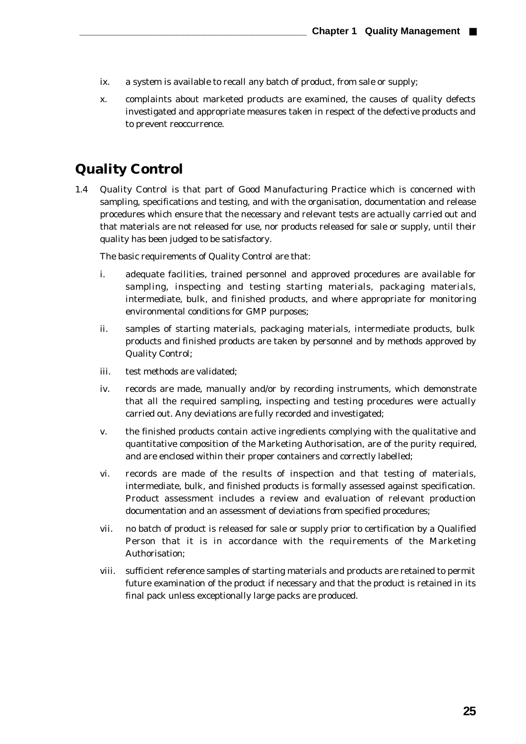ix. a system is available to recall any batch of product, from sale or supply;

x. complaints about marketed products are examined, the causes of quality defects investigated and appropriate measures taken in respect of the defective products and to prevent reoccurrence.

## Quality Control

1.4 Quality Control is that part of Good Manufacturing Practice which is concerned with sampling, specifications and testing, and with the organisation, documentation and release procedures which ensure that the necessary and relevant tests are actually carried out and that materials are not released for use, nor products released for sale or supply, until their quality has been judged to be satisfactory.

The basic requirements of Quality Control are that:

i. adequate facilities, trained personnel and approved procedures are available for sampling, inspecting and testing starting materials, packaging materials, intermediate, bulk, and finished products, and where appropriate for monitoring environmental conditions for GMP purposes;

ii. samples of starting materials, packaging materials, intermediate products, bulk products and finished products are taken by personnel and by methods approved by Quality Control;

iii. test methods are validated;

iv. records are made, manually and/or by recording instruments, which demonstrate that all the required sampling, inspecting and testing procedures were actually carried out. Any deviations are fully recorded and investigated;

v. the finished products contain active ingredients complying with the qualitative and quantitative composition of the Marketing Authorisation, are of the purity required, and are enclosed within their proper containers and correctly labelled;

vi. records are made of the results of inspection and that testing of materials, intermediate, bulk, and finished products is formally assessed against specification. Product assessment includes a review and evaluation of relevant production documentation and an assessment of deviations from specified procedures;

vii. no batch of product is released for sale or supply prior to certification by a Qualified Person that it is in accordance with the requirements of the Marketing Authorisation;

viii. sufficient reference samples of starting materials and products are retained to permit future examination of the product if necessary and that the product is retained in its final pack unless exceptionally large packs are produced.